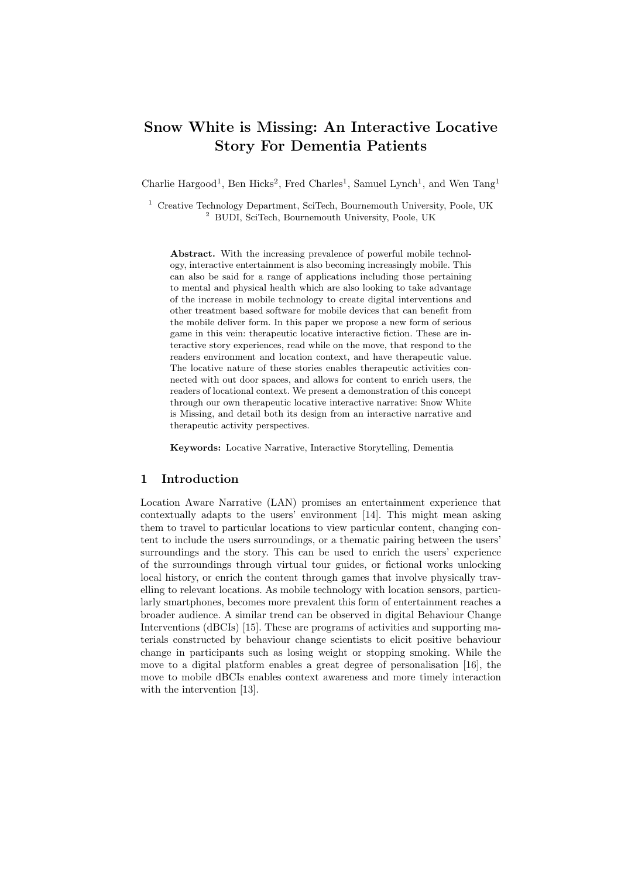# Snow White is Missing: An Interactive Locative Story For Dementia Patients

Charlie Hargood[1], Ben Hicks[2], Fred Charles[1], Samuel Lynch[1], and Wen Tang[1]

[1] Creative Technology Department, SciTech, Bournemouth University, Poole, UK
[2] BUDI, SciTech, Bournemouth University, Poole, UK

**Abstract.** With the increasing prevalence of powerful mobile technology, interactive entertainment is also becoming increasingly mobile. This can also be said for a range of applications including those pertaining to mental and physical health which are also looking to take advantage of the increase in mobile technology to create digital interventions and other treatment based software for mobile devices that can benefit from the mobile deliver form. In this paper we propose a new form of serious game in this vein: therapeutic locative interactive fiction. These are interactive story experiences, read while on the move, that respond to the readers environment and location context, and have therapeutic value. The locative nature of these stories enables therapeutic activities connected with out door spaces, and allows for content to enrich users, the readers of locational context. We present a demonstration of this concept through our own therapeutic locative interactive narrative: Snow White is Missing, and detail both its design from an interactive narrative and therapeutic activity perspectives.

**Keywords:** Locative Narrative, Interactive Storytelling, Dementia

## 1 Introduction

Location Aware Narrative (LAN) promises an entertainment experience that contextually adapts to the users' environment [14]. This might mean asking them to travel to particular locations to view particular content, changing content to include the users surroundings, or a thematic pairing between the users' surroundings and the story. This can be used to enrich the users' experience of the surroundings through virtual tour guides, or fictional works unlocking local history, or enrich the content through games that involve physically travelling to relevant locations. As mobile technology with location sensors, particularly smartphones, becomes more prevalent this form of entertainment reaches a broader audience. A similar trend can be observed in digital Behaviour Change Interventions (dBCIs) [15]. These are programs of activities and supporting materials constructed by behaviour change scientists to elicit positive behaviour change in participants such as losing weight or stopping smoking. While the move to a digital platform enables a great degree of personalisation [16], the move to mobile dBCIs enables context awareness and more timely interaction with the intervention [13].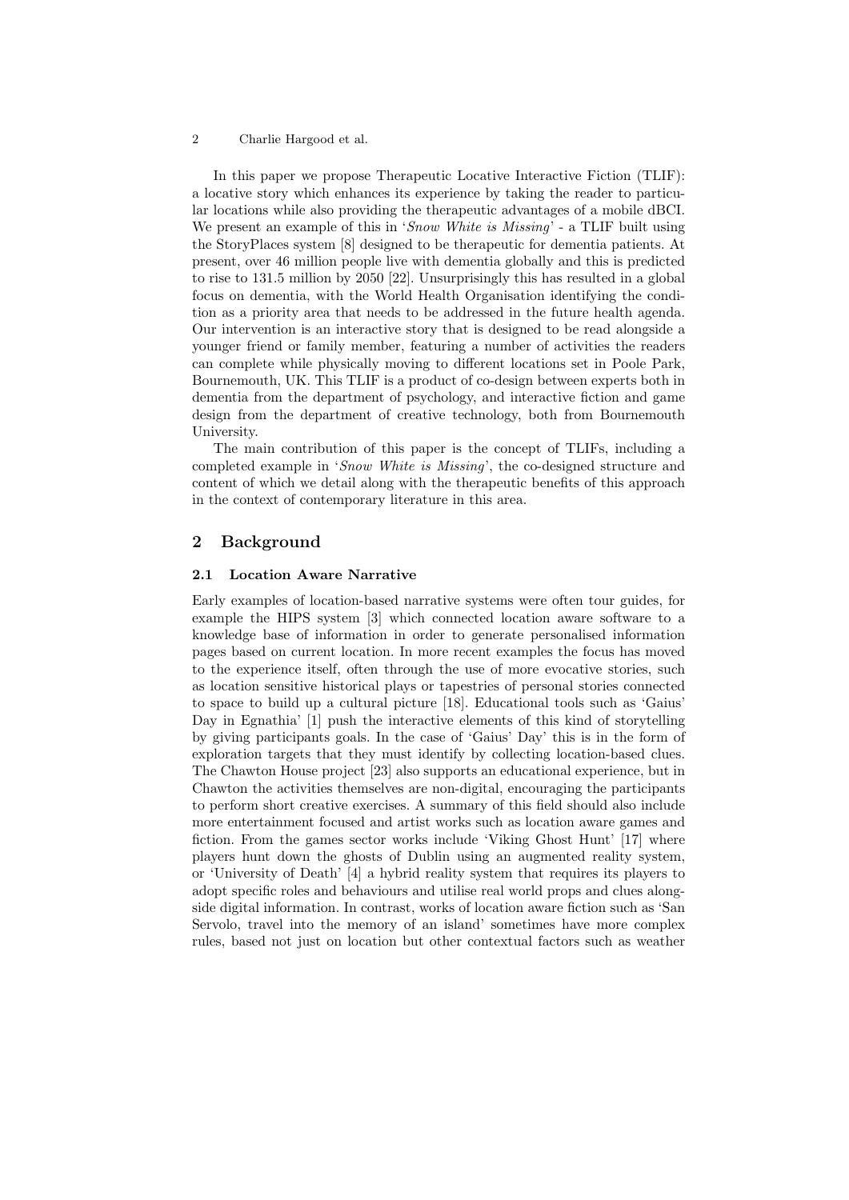In this paper we propose Therapeutic Locative Interactive Fiction (TLIF): a locative story which enhances its experience by taking the reader to particular locations while also providing the therapeutic advantages of a mobile dBCI. We present an example of this in '*Snow White is Missing*' - a TLIF built using the StoryPlaces system [8] designed to be therapeutic for dementia patients. At present, over 46 million people live with dementia globally and this is predicted to rise to 131.5 million by 2050 [22]. Unsurprisingly this has resulted in a global focus on dementia, with the World Health Organisation identifying the condition as a priority area that needs to be addressed in the future health agenda. Our intervention is an interactive story that is designed to be read alongside a younger friend or family member, featuring a number of activities the readers can complete while physically moving to different locations set in Poole Park, Bournemouth, UK. This TLIF is a product of co-design between experts both in dementia from the department of psychology, and interactive fiction and game design from the department of creative technology, both from Bournemouth University.

The main contribution of this paper is the concept of TLIFs, including a completed example in '*Snow White is Missing*', the co-designed structure and content of which we detail along with the therapeutic benefits of this approach in the context of contemporary literature in this area.

## 2 Background

### 2.1 Location Aware Narrative

Early examples of location-based narrative systems were often tour guides, for example the HIPS system [3] which connected location aware software to a knowledge base of information in order to generate personalised information pages based on current location. In more recent examples the focus has moved to the experience itself, often through the use of more evocative stories, such as location sensitive historical plays or tapestries of personal stories connected to space to build up a cultural picture [18]. Educational tools such as 'Gaius' Day in Egnathia' [1] push the interactive elements of this kind of storytelling by giving participants goals. In the case of 'Gaius' Day' this is in the form of exploration targets that they must identify by collecting location-based clues. The Chawton House project [23] also supports an educational experience, but in Chawton the activities themselves are non-digital, encouraging the participants to perform short creative exercises. A summary of this field should also include more entertainment focused and artist works such as location aware games and fiction. From the games sector works include 'Viking Ghost Hunt' [17] where players hunt down the ghosts of Dublin using an augmented reality system, or 'University of Death' [4] a hybrid reality system that requires its players to adopt specific roles and behaviours and utilise real world props and clues alongside digital information. In contrast, works of location aware fiction such as 'San Servolo, travel into the memory of an island' sometimes have more complex rules, based not just on location but other contextual factors such as weather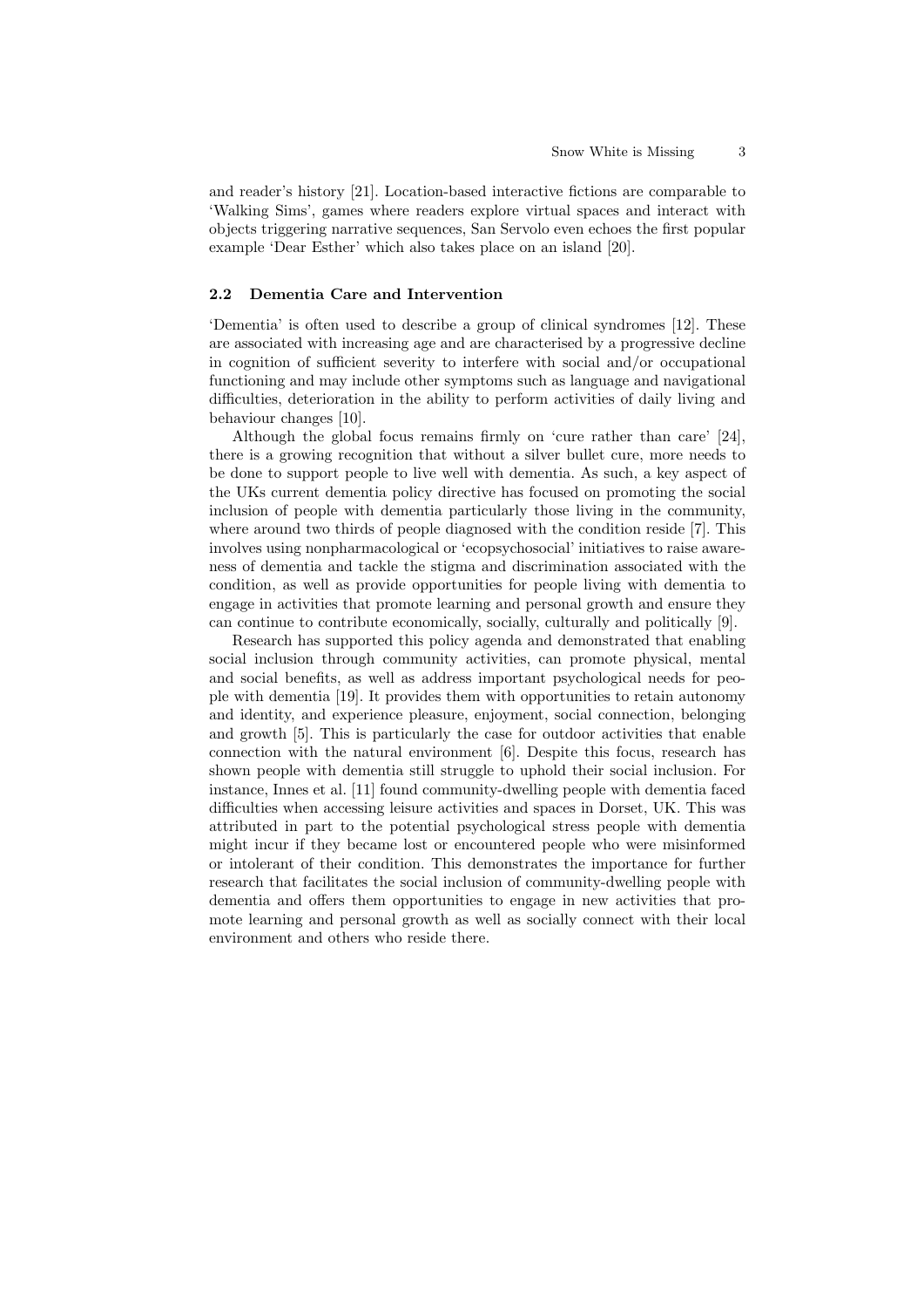and reader's history [21]. Location-based interactive fictions are comparable to 'Walking Sims', games where readers explore virtual spaces and interact with objects triggering narrative sequences, San Servolo even echoes the first popular example 'Dear Esther' which also takes place on an island [20].

### 2.2 Dementia Care and Intervention

'Dementia' is often used to describe a group of clinical syndromes [12]. These are associated with increasing age and are characterised by a progressive decline in cognition of sufficient severity to interfere with social and/or occupational functioning and may include other symptoms such as language and navigational difficulties, deterioration in the ability to perform activities of daily living and behaviour changes [10].

Although the global focus remains firmly on 'cure rather than care' [24], there is a growing recognition that without a silver bullet cure, more needs to be done to support people to live well with dementia. As such, a key aspect of the UKs current dementia policy directive has focused on promoting the social inclusion of people with dementia particularly those living in the community, where around two thirds of people diagnosed with the condition reside [7]. This involves using nonpharmacological or 'ecopsychosocial' initiatives to raise awareness of dementia and tackle the stigma and discrimination associated with the condition, as well as provide opportunities for people living with dementia to engage in activities that promote learning and personal growth and ensure they can continue to contribute economically, socially, culturally and politically [9].

Research has supported this policy agenda and demonstrated that enabling social inclusion through community activities, can promote physical, mental and social benefits, as well as address important psychological needs for people with dementia [19]. It provides them with opportunities to retain autonomy and identity, and experience pleasure, enjoyment, social connection, belonging and growth [5]. This is particularly the case for outdoor activities that enable connection with the natural environment [6]. Despite this focus, research has shown people with dementia still struggle to uphold their social inclusion. For instance, Innes et al. [11] found community-dwelling people with dementia faced difficulties when accessing leisure activities and spaces in Dorset, UK. This was attributed in part to the potential psychological stress people with dementia might incur if they became lost or encountered people who were misinformed or intolerant of their condition. This demonstrates the importance for further research that facilitates the social inclusion of community-dwelling people with dementia and offers them opportunities to engage in new activities that promote learning and personal growth as well as socially connect with their local environment and others who reside there.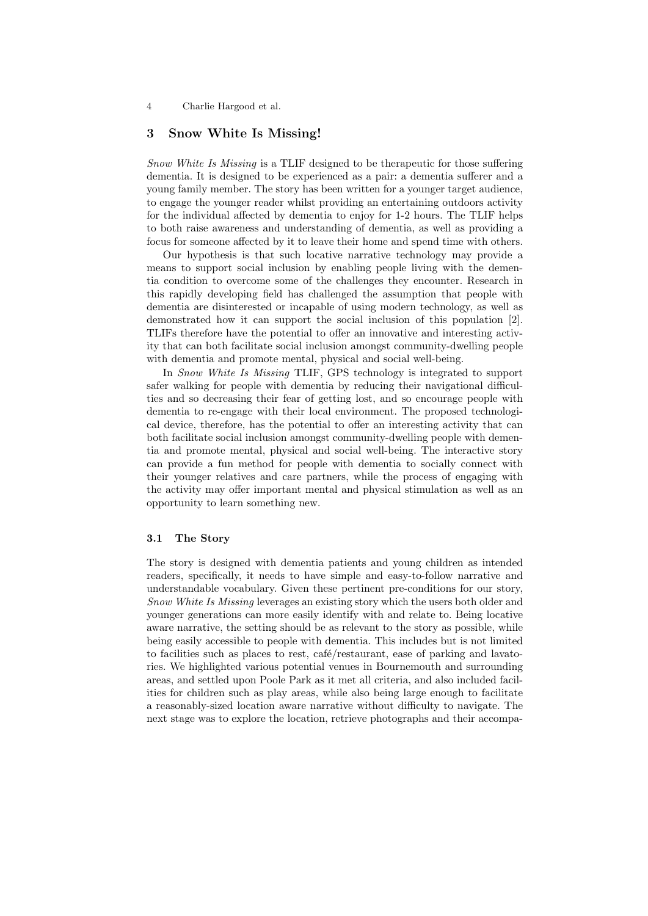## 3 Snow White Is Missing!

*Snow White Is Missing* is a TLIF designed to be therapeutic for those suffering dementia. It is designed to be experienced as a pair: a dementia sufferer and a young family member. The story has been written for a younger target audience, to engage the younger reader whilst providing an entertaining outdoors activity for the individual affected by dementia to enjoy for 1-2 hours. The TLIF helps to both raise awareness and understanding of dementia, as well as providing a focus for someone affected by it to leave their home and spend time with others.

Our hypothesis is that such locative narrative technology may provide a means to support social inclusion by enabling people living with the dementia condition to overcome some of the challenges they encounter. Research in this rapidly developing field has challenged the assumption that people with dementia are disinterested or incapable of using modern technology, as well as demonstrated how it can support the social inclusion of this population [2]. TLIFs therefore have the potential to offer an innovative and interesting activity that can both facilitate social inclusion amongst community-dwelling people with dementia and promote mental, physical and social well-being.

In *Snow White Is Missing* TLIF, GPS technology is integrated to support safer walking for people with dementia by reducing their navigational difficulties and so decreasing their fear of getting lost, and so encourage people with dementia to re-engage with their local environment. The proposed technological device, therefore, has the potential to offer an interesting activity that can both facilitate social inclusion amongst community-dwelling people with dementia and promote mental, physical and social well-being. The interactive story can provide a fun method for people with dementia to socially connect with their younger relatives and care partners, while the process of engaging with the activity may offer important mental and physical stimulation as well as an opportunity to learn something new.

### 3.1 The Story

The story is designed with dementia patients and young children as intended readers, specifically, it needs to have simple and easy-to-follow narrative and understandable vocabulary. Given these pertinent pre-conditions for our story, *Snow White Is Missing* leverages an existing story which the users both older and younger generations can more easily identify with and relate to. Being locative aware narrative, the setting should be as relevant to the story as possible, while being easily accessible to people with dementia. This includes but is not limited to facilities such as places to rest, café/restaurant, ease of parking and lavatories. We highlighted various potential venues in Bournemouth and surrounding areas, and settled upon Poole Park as it met all criteria, and also included facilities for children such as play areas, while also being large enough to facilitate a reasonably-sized location aware narrative without difficulty to navigate. The next stage was to explore the location, retrieve photographs and their accompa-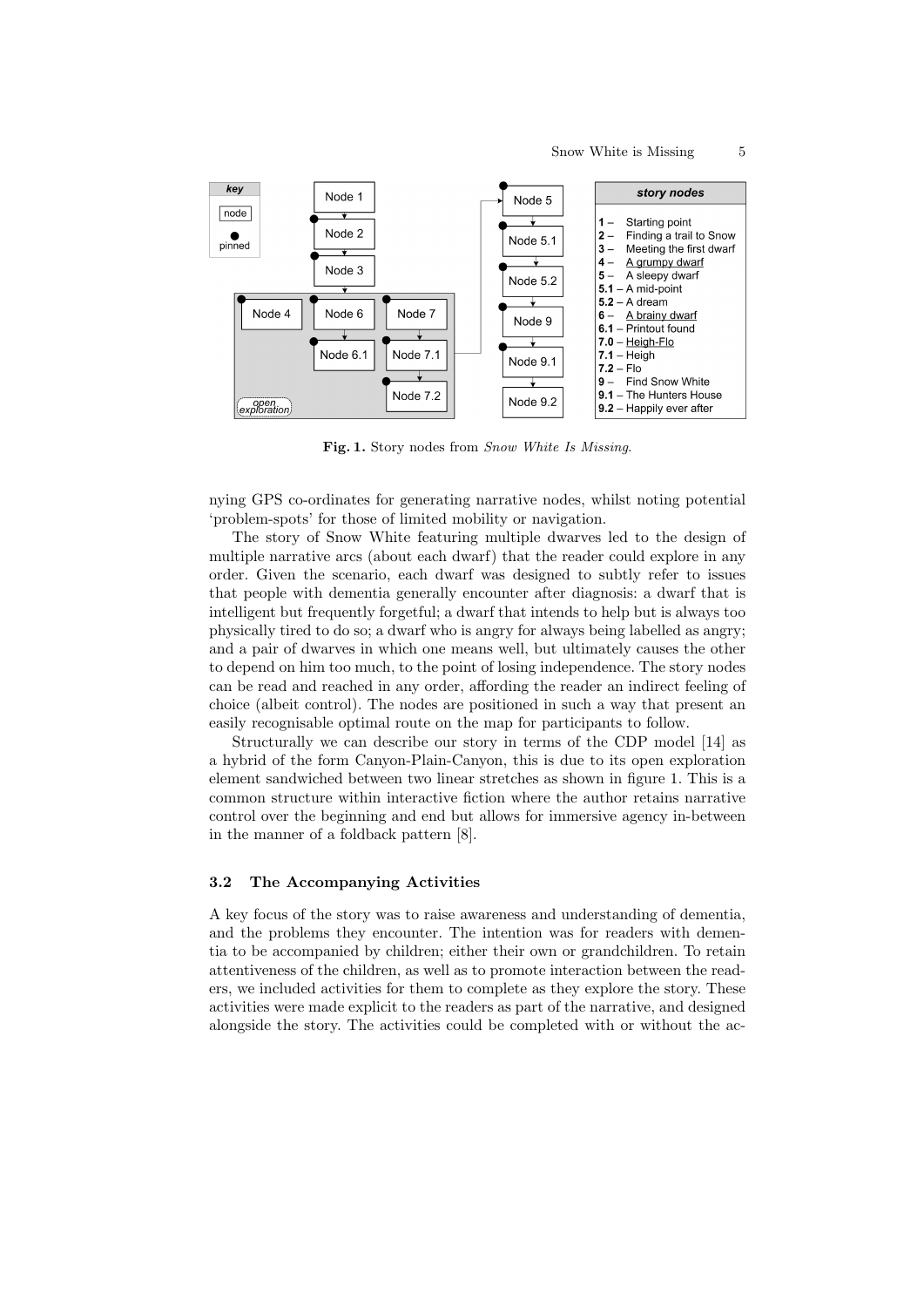**Fig. 1.** Story nodes from *Snow White Is Missing*.

nying GPS co-ordinates for generating narrative nodes, whilst noting potential 'problem-spots' for those of limited mobility or navigation.

The story of Snow White featuring multiple dwarves led to the design of multiple narrative arcs (about each dwarf) that the reader could explore in any order. Given the scenario, each dwarf was designed to subtly refer to issues that people with dementia generally encounter after diagnosis: a dwarf that is intelligent but frequently forgetful; a dwarf that intends to help but is always too physically tired to do so; a dwarf who is angry for always being labelled as angry; and a pair of dwarves in which one means well, but ultimately causes the other to depend on him too much, to the point of losing independence. The story nodes can be read and reached in any order, affording the reader an indirect feeling of choice (albeit control). The nodes are positioned in such a way that present an easily recognisable optimal route on the map for participants to follow.

Structurally we can describe our story in terms of the CDP model [14] as a hybrid of the form Canyon-Plain-Canyon, this is due to its open exploration element sandwiched between two linear stretches as shown in figure 1. This is a common structure within interactive fiction where the author retains narrative control over the beginning and end but allows for immersive agency in-between in the manner of a foldback pattern [8].

### 3.2 The Accompanying Activities

A key focus of the story was to raise awareness and understanding of dementia, and the problems they encounter. The intention was for readers with dementia to be accompanied by children; either their own or grandchildren. To retain attentiveness of the children, as well as to promote interaction between the readers, we included activities for them to complete as they explore the story. These activities were made explicit to the readers as part of the narrative, and designed alongside the story. The activities could be completed with or without the ac-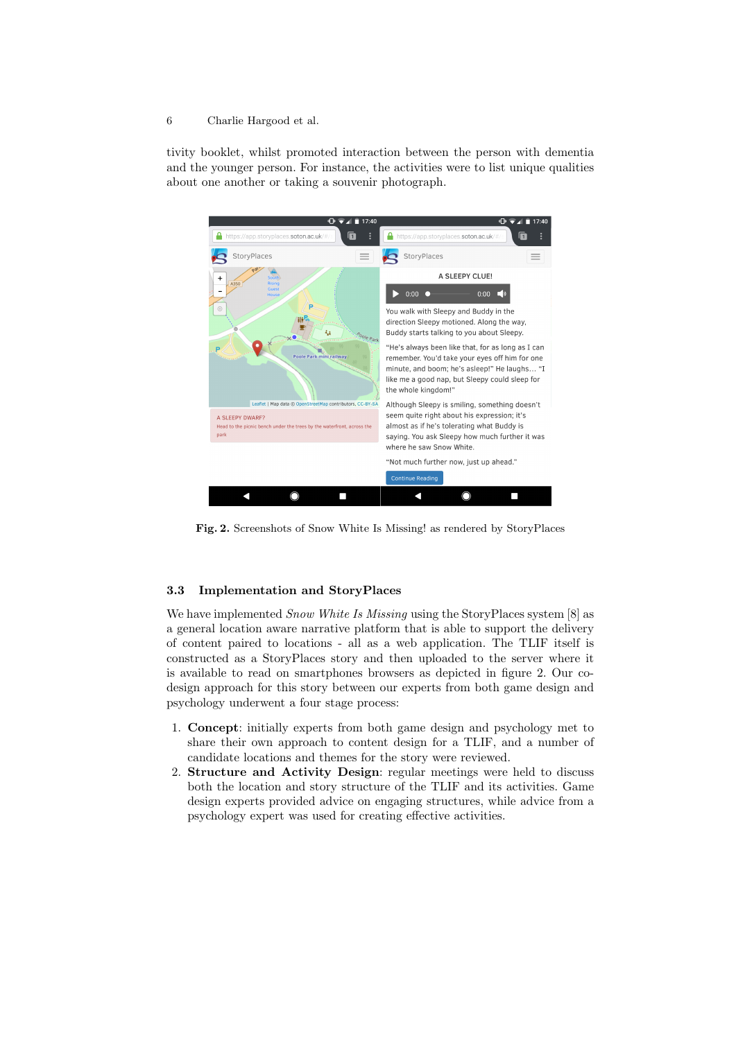tivity booklet, whilst promoted interaction between the person with dementia and the younger person. For instance, the activities were to list unique qualities about one another or taking a souvenir photograph.

**Fig. 2.** Screenshots of Snow White Is Missing! as rendered by StoryPlaces

### 3.3 Implementation and StoryPlaces

We have implemented *Snow White Is Missing* using the StoryPlaces system [8] as a general location aware narrative platform that is able to support the delivery of content paired to locations - all as a web application. The TLIF itself is constructed as a StoryPlaces story and then uploaded to the server where it is available to read on smartphones browsers as depicted in figure 2. Our co-design approach for this story between our experts from both game design and psychology underwent a four stage process:

1. **Concept**: initially experts from both game design and psychology met to share their own approach to content design for a TLIF, and a number of candidate locations and themes for the story were reviewed.
2. **Structure and Activity Design**: regular meetings were held to discuss both the location and story structure of the TLIF and its activities. Game design experts provided advice on engaging structures, while advice from a psychology expert was used for creating effective activities.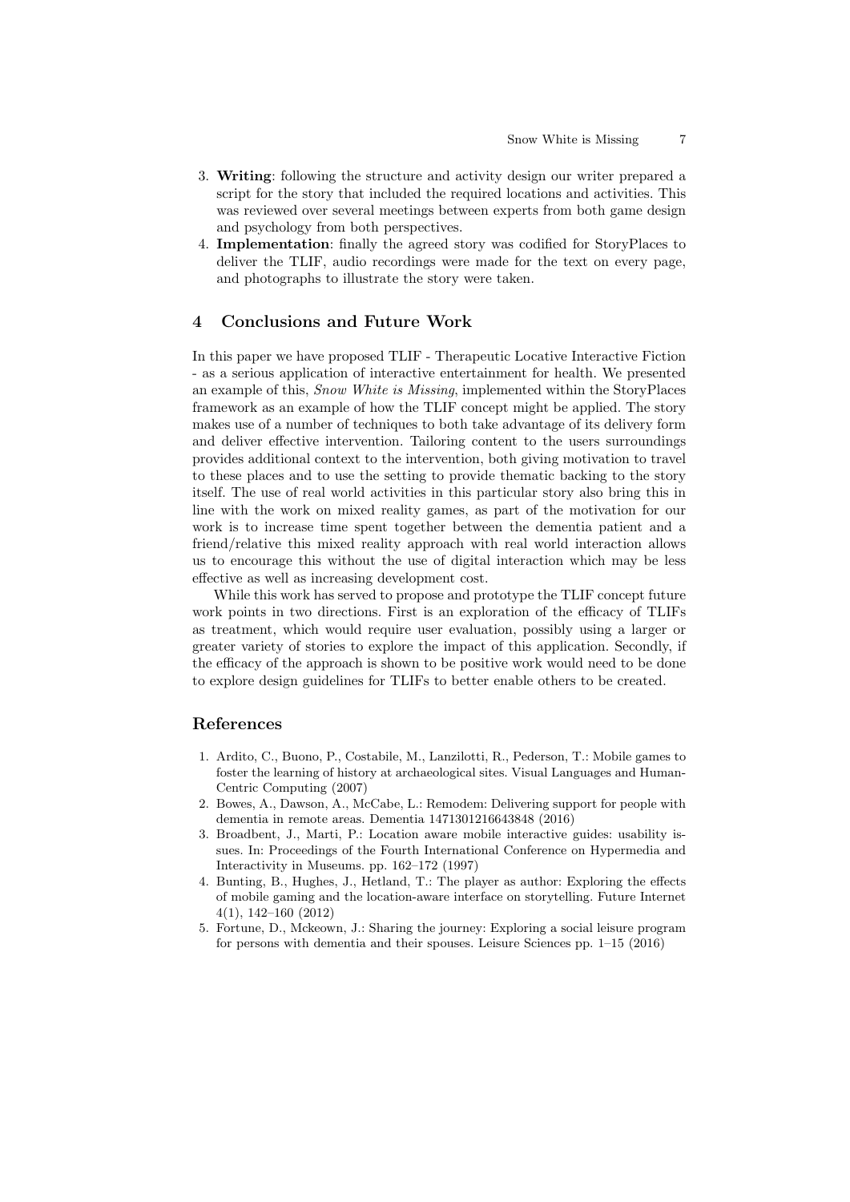3. **Writing**: following the structure and activity design our writer prepared a script for the story that included the required locations and activities. This was reviewed over several meetings between experts from both game design and psychology from both perspectives.
4. **Implementation**: finally the agreed story was codified for StoryPlaces to deliver the TLIF, audio recordings were made for the text on every page, and photographs to illustrate the story were taken.

## 4 Conclusions and Future Work

In this paper we have proposed TLIF - Therapeutic Locative Interactive Fiction - as a serious application of interactive entertainment for health. We presented an example of this, *Snow White is Missing*, implemented within the StoryPlaces framework as an example of how the TLIF concept might be applied. The story makes use of a number of techniques to both take advantage of its delivery form and deliver effective intervention. Tailoring content to the users surroundings provides additional context to the intervention, both giving motivation to travel to these places and to use the setting to provide thematic backing to the story itself. The use of real world activities in this particular story also bring this in line with the work on mixed reality games, as part of the motivation for our work is to increase time spent together between the dementia patient and a friend/relative this mixed reality approach with real world interaction allows us to encourage this without the use of digital interaction which may be less effective as well as increasing development cost.

While this work has served to propose and prototype the TLIF concept future work points in two directions. First is an exploration of the efficacy of TLIFs as treatment, which would require user evaluation, possibly using a larger or greater variety of stories to explore the impact of this application. Secondly, if the efficacy of the approach is shown to be positive work would need to be done to explore design guidelines for TLIFs to better enable others to be created.

## References

1. Ardito, C., Buono, P., Costabile, M., Lanzilotti, R., Pederson, T.: Mobile games to foster the learning of history at archaeological sites. Visual Languages and Human-Centric Computing (2007)
2. Bowes, A., Dawson, A., McCabe, L.: Remodem: Delivering support for people with dementia in remote areas. Dementia 1471301216643848 (2016)
3. Broadbent, J., Marti, P.: Location aware mobile interactive guides: usability issues. In: Proceedings of the Fourth International Conference on Hypermedia and Interactivity in Museums. pp. 162–172 (1997)
4. Bunting, B., Hughes, J., Hetland, T.: The player as author: Exploring the effects of mobile gaming and the location-aware interface on storytelling. Future Internet 4(1), 142–160 (2012)
5. Fortune, D., Mckeown, J.: Sharing the journey: Exploring a social leisure program for persons with dementia and their spouses. Leisure Sciences pp. 1–15 (2016)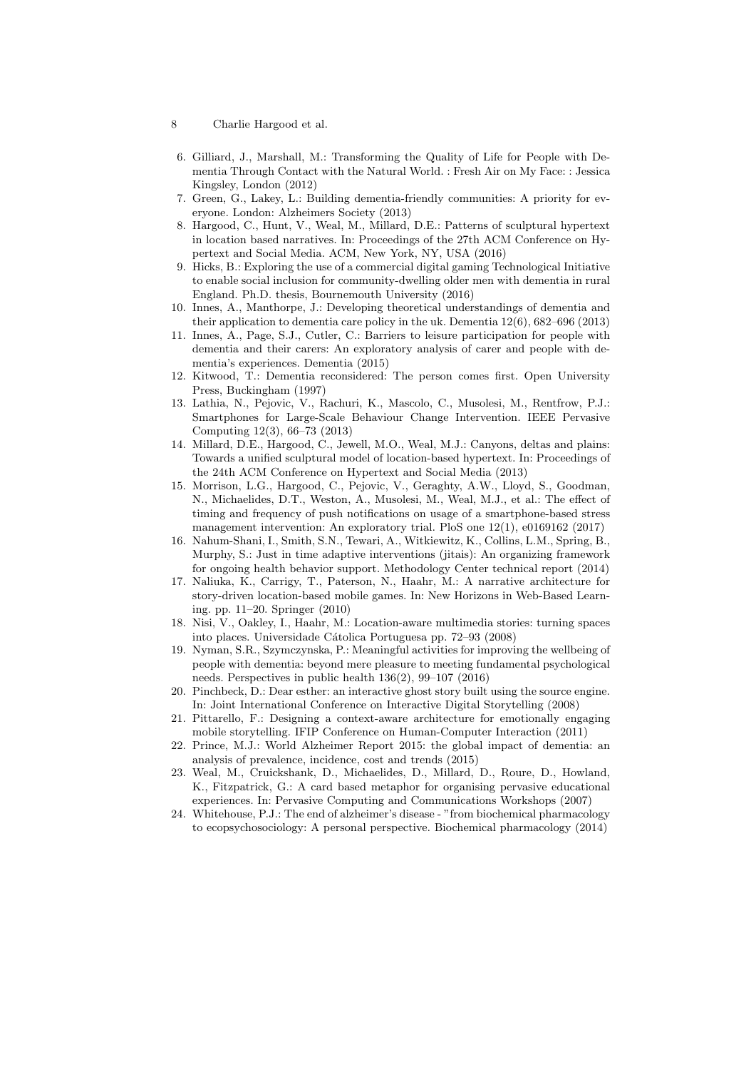6. Gilliard, J., Marshall, M.: Transforming the Quality of Life for People with Dementia Through Contact with the Natural World. : Fresh Air on My Face: : Jessica Kingsley, London (2012)
7. Green, G., Lakey, L.: Building dementia-friendly communities: A priority for everyone. London: Alzheimers Society (2013)
8. Hargood, C., Hunt, V., Weal, M., Millard, D.E.: Patterns of sculptural hypertext in location based narratives. In: Proceedings of the 27th ACM Conference on Hypertext and Social Media. ACM, New York, NY, USA (2016)
9. Hicks, B.: Exploring the use of a commercial digital gaming Technological Initiative to enable social inclusion for community-dwelling older men with dementia in rural England. Ph.D. thesis, Bournemouth University (2016)
10. Innes, A., Manthorpe, J.: Developing theoretical understandings of dementia and their application to dementia care policy in the uk. Dementia 12(6), 682–696 (2013)
11. Innes, A., Page, S.J., Cutler, C.: Barriers to leisure participation for people with dementia and their carers: An exploratory analysis of carer and people with dementia's experiences. Dementia (2015)
12. Kitwood, T.: Dementia reconsidered: The person comes first. Open University Press, Buckingham (1997)
13. Lathia, N., Pejovic, V., Rachuri, K., Mascolo, C., Musolesi, M., Rentfrow, P.J.: Smartphones for Large-Scale Behaviour Change Intervention. IEEE Pervasive Computing 12(3), 66–73 (2013)
14. Millard, D.E., Hargood, C., Jewell, M.O., Weal, M.J.: Canyons, deltas and plains: Towards a unified sculptural model of location-based hypertext. In: Proceedings of the 24th ACM Conference on Hypertext and Social Media (2013)
15. Morrison, L.G., Hargood, C., Pejovic, V., Geraghty, A.W., Lloyd, S., Goodman, N., Michaelides, D.T., Weston, A., Musolesi, M., Weal, M.J., et al.: The effect of timing and frequency of push notifications on usage of a smartphone-based stress management intervention: An exploratory trial. PloS one 12(1), e0169162 (2017)
16. Nahum-Shani, I., Smith, S.N., Tewari, A., Witkiewitz, K., Collins, L.M., Spring, B., Murphy, S.: Just in time adaptive interventions (jitais): An organizing framework for ongoing health behavior support. Methodology Center technical report (2014)
17. Naliuka, K., Carrigy, T., Paterson, N., Haahr, M.: A narrative architecture for story-driven location-based mobile games. In: New Horizons in Web-Based Learning. pp. 11–20. Springer (2010)
18. Nisi, V., Oakley, I., Haahr, M.: Location-aware multimedia stories: turning spaces into places. Universidade Católica Portuguesa pp. 72–93 (2008)
19. Nyman, S.R., Szymczynska, P.: Meaningful activities for improving the wellbeing of people with dementia: beyond mere pleasure to meeting fundamental psychological needs. Perspectives in public health 136(2), 99–107 (2016)
20. Pinchbeck, D.: Dear esther: an interactive ghost story built using the source engine. In: Joint International Conference on Interactive Digital Storytelling (2008)
21. Pittarello, F.: Designing a context-aware architecture for emotionally engaging mobile storytelling. IFIP Conference on Human-Computer Interaction (2011)
22. Prince, M.J.: World Alzheimer Report 2015: the global impact of dementia: an analysis of prevalence, incidence, cost and trends (2015)
23. Weal, M., Cruickshank, D., Michaelides, D., Millard, D., Roure, D., Howland, K., Fitzpatrick, G.: A card based metaphor for organising pervasive educational experiences. In: Pervasive Computing and Communications Workshops (2007)
24. Whitehouse, P.J.: The end of alzheimer's disease - "from biochemical pharmacology to ecopsychosociology: A personal perspective. Biochemical pharmacology (2014)